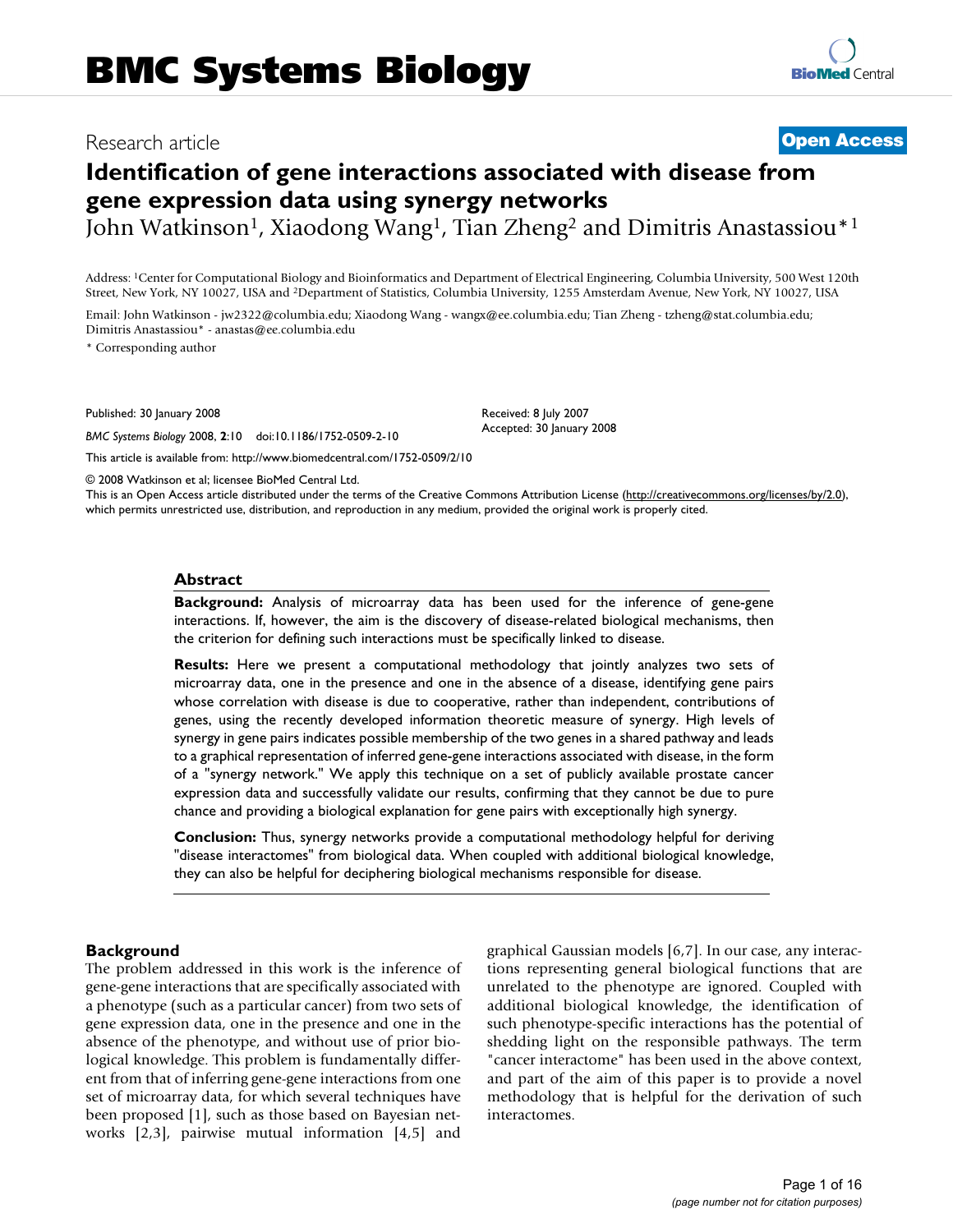# BMC Systems Biology

Research article **Open Access**

## Identification of gene interactions associated with disease from gene expression data using synergy networks

John Watkinson[1], Xiaodong Wang[1], Tian Zheng[2] and Dimitris Anastassiou*[1]

Address: [1]Center for Computational Biology and Bioinformatics and Department of Electrical Engineering, Columbia University, 500 West 120th Street, New York, NY 10027, USA and [2]Department of Statistics, Columbia University, 1255 Amsterdam Avenue, New York, NY 10027, USA

Email: John Watkinson - jw2322@columbia.edu; Xiaodong Wang - wangx@ee.columbia.edu; Tian Zheng - tzheng@stat.columbia.edu; Dimitris Anastassiou* - anastas@ee.columbia.edu

\* Corresponding author

Published: 30 January 2008

*BMC Systems Biology* 2008, **2**:10 doi:10.1186/1752-0509-2-10

Received: 8 July 2007
Accepted: 30 January 2008

This article is available from: http://www.biomedcentral.com/1752-0509/2/10

© 2008 Watkinson et al; licensee BioMed Central Ltd.
This is an Open Access article distributed under the terms of the Creative Commons Attribution License (http://creativecommons.org/licenses/by/2.0), which permits unrestricted use, distribution, and reproduction in any medium, provided the original work is properly cited.

### Abstract

**Background:** Analysis of microarray data has been used for the inference of gene-gene interactions. If, however, the aim is the discovery of disease-related biological mechanisms, then the criterion for defining such interactions must be specifically linked to disease.

**Results:** Here we present a computational methodology that jointly analyzes two sets of microarray data, one in the presence and one in the absence of a disease, identifying gene pairs whose correlation with disease is due to cooperative, rather than independent, contributions of genes, using the recently developed information theoretic measure of synergy. High levels of synergy in gene pairs indicates possible membership of the two genes in a shared pathway and leads to a graphical representation of inferred gene-gene interactions associated with disease, in the form of a "synergy network." We apply this technique on a set of publicly available prostate cancer expression data and successfully validate our results, confirming that they cannot be due to pure chance and providing a biological explanation for gene pairs with exceptionally high synergy.

**Conclusion:** Thus, synergy networks provide a computational methodology helpful for deriving "disease interactomes" from biological data. When coupled with additional biological knowledge, they can also be helpful for deciphering biological mechanisms responsible for disease.

## Background

The problem addressed in this work is the inference of gene-gene interactions that are specifically associated with a phenotype (such as a particular cancer) from two sets of gene expression data, one in the presence and one in the absence of the phenotype, and without use of prior biological knowledge. This problem is fundamentally different from that of inferring gene-gene interactions from one set of microarray data, for which several techniques have been proposed [1], such as those based on Bayesian networks [2,3], pairwise mutual information [4,5] and graphical Gaussian models [6,7]. In our case, any interactions representing general biological functions that are unrelated to the phenotype are ignored. Coupled with additional biological knowledge, the identification of such phenotype-specific interactions has the potential of shedding light on the responsible pathways. The term "cancer interactome" has been used in the above context, and part of the aim of this paper is to provide a novel methodology that is helpful for the derivation of such interactomes.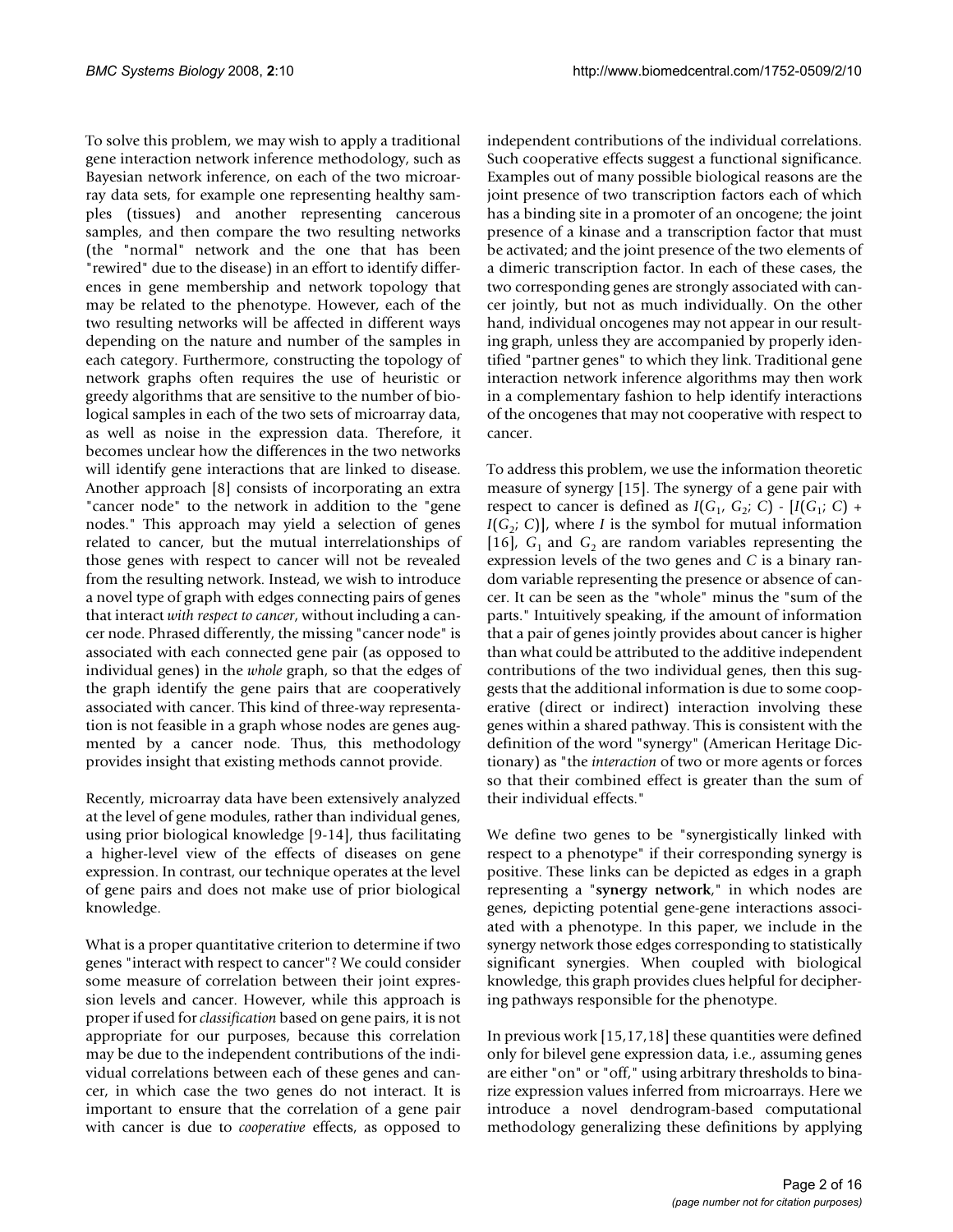To solve this problem, we may wish to apply a traditional gene interaction network inference methodology, such as Bayesian network inference, on each of the two microarray data sets, for example one representing healthy samples (tissues) and another representing cancerous samples, and then compare the two resulting networks (the "normal" network and the one that has been "rewired" due to the disease) in an effort to identify differences in gene membership and network topology that may be related to the phenotype. However, each of the two resulting networks will be affected in different ways depending on the nature and number of the samples in each category. Furthermore, constructing the topology of network graphs often requires the use of heuristic or greedy algorithms that are sensitive to the number of biological samples in each of the two sets of microarray data, as well as noise in the expression data. Therefore, it becomes unclear how the differences in the two networks will identify gene interactions that are linked to disease. Another approach [8] consists of incorporating an extra "cancer node" to the network in addition to the "gene nodes." This approach may yield a selection of genes related to cancer, but the mutual interrelationships of those genes with respect to cancer will not be revealed from the resulting network. Instead, we wish to introduce a novel type of graph with edges connecting pairs of genes that interact *with respect to cancer*, without including a cancer node. Phrased differently, the missing "cancer node" is associated with each connected gene pair (as opposed to individual genes) in the *whole* graph, so that the edges of the graph identify the gene pairs that are cooperatively associated with cancer. This kind of three-way representation is not feasible in a graph whose nodes are genes augmented by a cancer node. Thus, this methodology provides insight that existing methods cannot provide.

Recently, microarray data have been extensively analyzed at the level of gene modules, rather than individual genes, using prior biological knowledge [9-14], thus facilitating a higher-level view of the effects of diseases on gene expression. In contrast, our technique operates at the level of gene pairs and does not make use of prior biological knowledge.

What is a proper quantitative criterion to determine if two genes "interact with respect to cancer"? We could consider some measure of correlation between their joint expression levels and cancer. However, while this approach is proper if used for *classification* based on gene pairs, it is not appropriate for our purposes, because this correlation may be due to the independent contributions of the individual correlations between each of these genes and cancer, in which case the two genes do not interact. It is important to ensure that the correlation of a gene pair with cancer is due to *cooperative* effects, as opposed to independent contributions of the individual correlations. Such cooperative effects suggest a functional significance. Examples out of many possible biological reasons are the joint presence of two transcription factors each of which has a binding site in a promoter of an oncogene; the joint presence of a kinase and a transcription factor that must be activated; and the joint presence of the two elements of a dimeric transcription factor. In each of these cases, the two corresponding genes are strongly associated with cancer jointly, but not as much individually. On the other hand, individual oncogenes may not appear in our resulting graph, unless they are accompanied by properly identified "partner genes" to which they link. Traditional gene interaction network inference algorithms may then work in a complementary fashion to help identify interactions of the oncogenes that may not cooperative with respect to cancer.

To address this problem, we use the information theoretic measure of synergy [15]. The synergy of a gene pair with respect to cancer is defined as $I(G_1, G_2; C) - [I(G_1; C) + I(G_2; C)]$, where $I$ is the symbol for mutual information [16], $G_1$ and $G_2$ are random variables representing the expression levels of the two genes and $C$ is a binary random variable representing the presence or absence of cancer. It can be seen as the "whole" minus the "sum of the parts." Intuitively speaking, if the amount of information that a pair of genes jointly provides about cancer is higher than what could be attributed to the additive independent contributions of the two individual genes, then this suggests that the additional information is due to some cooperative (direct or indirect) interaction involving these genes within a shared pathway. This is consistent with the definition of the word "synergy" (American Heritage Dictionary) as "the *interaction* of two or more agents or forces so that their combined effect is greater than the sum of their individual effects."

We define two genes to be "synergistically linked with respect to a phenotype" if their corresponding synergy is positive. These links can be depicted as edges in a graph representing a "**synergy network**," in which nodes are genes, depicting potential gene-gene interactions associated with a phenotype. In this paper, we include in the synergy network those edges corresponding to statistically significant synergies. When coupled with biological knowledge, this graph provides clues helpful for deciphering pathways responsible for the phenotype.

In previous work [15,17,18] these quantities were defined only for bilevel gene expression data, i.e., assuming genes are either "on" or "off," using arbitrary thresholds to binarize expression values inferred from microarrays. Here we introduce a novel dendrogram-based computational methodology generalizing these definitions by applying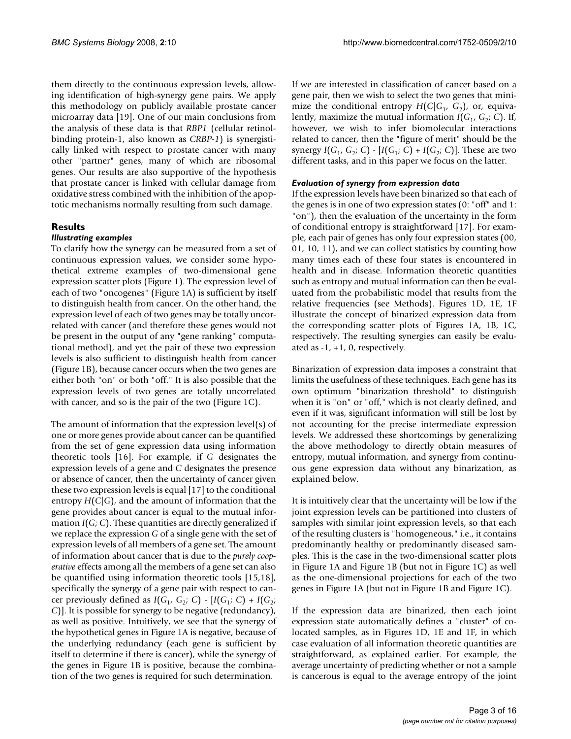them directly to the continuous expression levels, allowing identification of high-synergy gene pairs. We apply this methodology on publicly available prostate cancer microarray data [19]. One of our main conclusions from the analysis of these data is that *RBP1* (cellular retinol-binding protein-1, also known as *CRBP-1*) is synergistically linked with respect to prostate cancer with many other "partner" genes, many of which are ribosomal genes. Our results are also supportive of the hypothesis that prostate cancer is linked with cellular damage from oxidative stress combined with the inhibition of the apoptotic mechanisms normally resulting from such damage.

## Results

### *Illustrating examples*

To clarify how the synergy can be measured from a set of continuous expression values, we consider some hypothetical extreme examples of two-dimensional gene expression scatter plots (Figure 1). The expression level of each of two "oncogenes" (Figure 1A) is sufficient by itself to distinguish health from cancer. On the other hand, the expression level of each of two genes may be totally uncorrelated with cancer (and therefore these genes would not be present in the output of any "gene ranking" computational method), and yet the pair of these two expression levels is also sufficient to distinguish health from cancer (Figure 1B), because cancer occurs when the two genes are either both "on" or both "off." It is also possible that the expression levels of two genes are totally uncorrelated with cancer, and so is the pair of the two (Figure 1C).

The amount of information that the expression level(s) of one or more genes provide about cancer can be quantified from the set of gene expression data using information theoretic tools [16]. For example, if $G$ designates the expression levels of a gene and $C$ designates the presence or absence of cancer, then the uncertainty of cancer given these two expression levels is equal [17] to the conditional entropy $H(C|G)$, and the amount of information that the gene provides about cancer is equal to the mutual information $I(G; C)$. These quantities are directly generalized if we replace the expression $G$ of a single gene with the set of expression levels of all members of a gene set. The amount of information about cancer that is due to the *purely cooperative* effects among all the members of a gene set can also be quantified using information theoretic tools [15,18], specifically the synergy of a gene pair with respect to cancer previously defined as $I(G_1, G_2; C) - [I(G_1; C) + I(G_2; C)]$. It is possible for synergy to be negative (redundancy), as well as positive. Intuitively, we see that the synergy of the hypothetical genes in Figure 1A is negative, because of the underlying redundancy (each gene is sufficient by itself to determine if there is cancer), while the synergy of the genes in Figure 1B is positive, because the combination of the two genes is required for such determination.

If we are interested in classification of cancer based on a gene pair, then we wish to select the two genes that minimize the conditional entropy $H(C|G_1, G_2)$, or, equivalently, maximize the mutual information $I(G_1, G_2; C)$. If, however, we wish to infer biomolecular interactions related to cancer, then the "figure of merit" should be the synergy $I(G_1, G_2; C) - [I(G_1; C) + I(G_2; C)]$. These are two different tasks, and in this paper we focus on the latter.

### *Evaluation of synergy from expression data*

If the expression levels have been binarized so that each of the genes is in one of two expression states (0: "off" and 1: "on"), then the evaluation of the uncertainty in the form of conditional entropy is straightforward [17]. For example, each pair of genes has only four expression states (00, 01, 10, 11), and we can collect statistics by counting how many times each of these four states is encountered in health and in disease. Information theoretic quantities such as entropy and mutual information can then be evaluated from the probabilistic model that results from the relative frequencies (see Methods). Figures 1D, 1E, 1F illustrate the concept of binarized expression data from the corresponding scatter plots of Figures 1A, 1B, 1C, respectively. The resulting synergies can easily be evaluated as -1, +1, 0, respectively.

Binarization of expression data imposes a constraint that limits the usefulness of these techniques. Each gene has its own optimum "binarization threshold" to distinguish when it is "on" or "off," which is not clearly defined, and even if it was, significant information will still be lost by not accounting for the precise intermediate expression levels. We addressed these shortcomings by generalizing the above methodology to directly obtain measures of entropy, mutual information, and synergy from continuous gene expression data without any binarization, as explained below.

It is intuitively clear that the uncertainty will be low if the joint expression levels can be partitioned into clusters of samples with similar joint expression levels, so that each of the resulting clusters is "homogeneous," i.e., it contains predominantly healthy or predominantly diseased samples. This is the case in the two-dimensional scatter plots in Figure 1A and Figure 1B (but not in Figure 1C) as well as the one-dimensional projections for each of the two genes in Figure 1A (but not in Figure 1B and Figure 1C).

If the expression data are binarized, then each joint expression state automatically defines a "cluster" of co-located samples, as in Figures 1D, 1E and 1F, in which case evaluation of all information theoretic quantities are straightforward, as explained earlier. For example, the average uncertainty of predicting whether or not a sample is cancerous is equal to the average entropy of the joint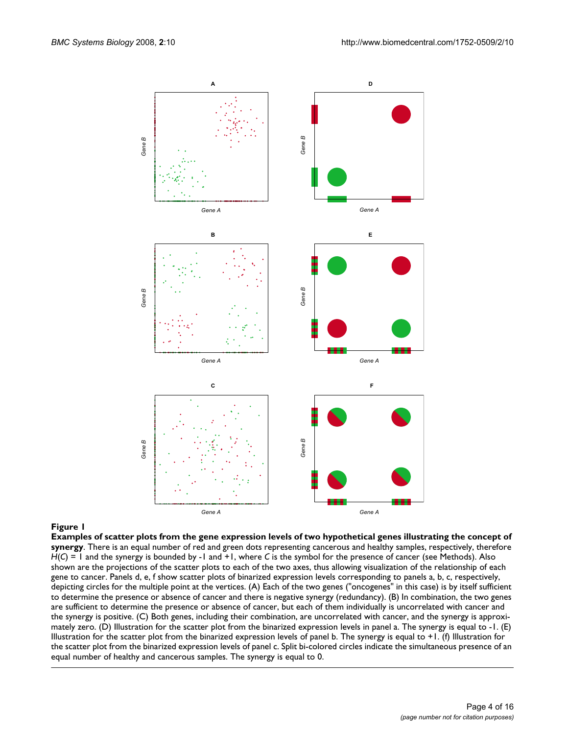**Figure 1**

**Examples of scatter plots from the gene expression levels of two hypothetical genes illustrating the concept of synergy**. There is an equal number of red and green dots representing cancerous and healthy samples, respectively, therefore $H(C) = 1$ and the synergy is bounded by -1 and +1, where $C$ is the symbol for the presence of cancer (see Methods). Also shown are the projections of the scatter plots to each of the two axes, thus allowing visualization of the relationship of each gene to cancer. Panels d, e, f show scatter plots of binarized expression levels corresponding to panels a, b, c, respectively, depicting circles for the multiple point at the vertices. (A) Each of the two genes ("oncogenes" in this case) is by itself sufficient to determine the presence or absence of cancer and there is negative synergy (redundancy). (B) In combination, the two genes are sufficient to determine the presence or absence of cancer, but each of them individually is uncorrelated with cancer and the synergy is positive. (C) Both genes, including their combination, are uncorrelated with cancer, and the synergy is approximately zero. (D) Illustration for the scatter plot from the binarized expression levels in panel a. The synergy is equal to -1. (E) Illustration for the scatter plot from the binarized expression levels of panel b. The synergy is equal to +1. (f) Illustration for the scatter plot from the binarized expression levels of panel c. Split bi-colored circles indicate the simultaneous presence of an equal number of healthy and cancerous samples. The synergy is equal to 0.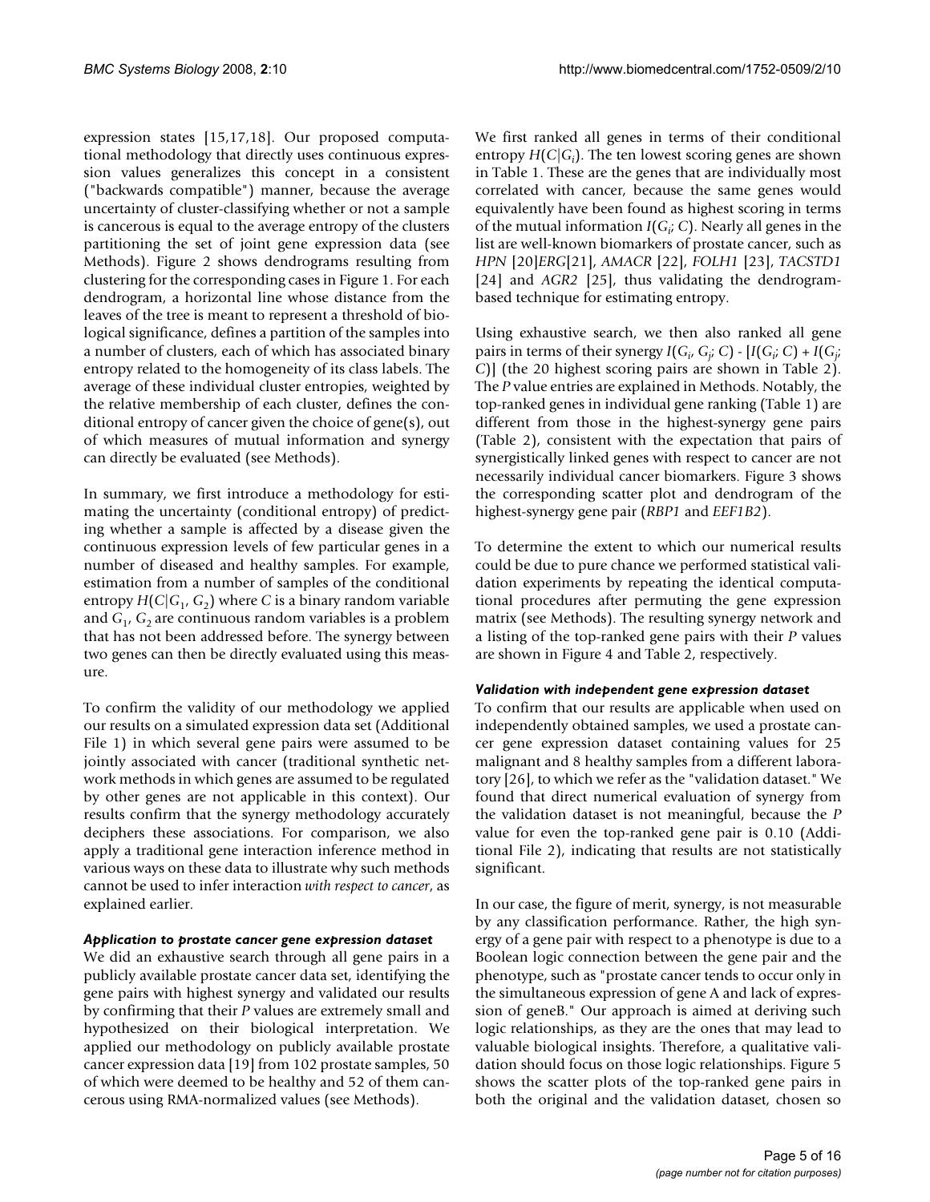expression states [15,17,18]. Our proposed computational methodology that directly uses continuous expression values generalizes this concept in a consistent ("backwards compatible") manner, because the average uncertainty of cluster-classifying whether or not a sample is cancerous is equal to the average entropy of the clusters partitioning the set of joint gene expression data (see Methods). Figure 2 shows dendrograms resulting from clustering for the corresponding cases in Figure 1. For each dendrogram, a horizontal line whose distance from the leaves of the tree is meant to represent a threshold of biological significance, defines a partition of the samples into a number of clusters, each of which has associated binary entropy related to the homogeneity of its class labels. The average of these individual cluster entropies, weighted by the relative membership of each cluster, defines the conditional entropy of cancer given the choice of gene(s), out of which measures of mutual information and synergy can directly be evaluated (see Methods).

In summary, we first introduce a methodology for estimating the uncertainty (conditional entropy) of predicting whether a sample is affected by a disease given the continuous expression levels of few particular genes in a number of diseased and healthy samples. For example, estimation from a number of samples of the conditional entropy $H(C|G_1, G_2)$ where $C$ is a binary random variable and $G_1$, $G_2$ are continuous random variables is a problem that has not been addressed before. The synergy between two genes can then be directly evaluated using this measure.

To confirm the validity of our methodology we applied our results on a simulated expression data set (Additional File 1) in which several gene pairs were assumed to be jointly associated with cancer (traditional synthetic network methods in which genes are assumed to be regulated by other genes are not applicable in this context). Our results confirm that the synergy methodology accurately deciphers these associations. For comparison, we also apply a traditional gene interaction inference method in various ways on these data to illustrate why such methods cannot be used to infer interaction *with respect to cancer*, as explained earlier.

### *Application to prostate cancer gene expression dataset*

We did an exhaustive search through all gene pairs in a publicly available prostate cancer data set, identifying the gene pairs with highest synergy and validated our results by confirming that their *P* values are extremely small and hypothesized on their biological interpretation. We applied our methodology on publicly available prostate cancer expression data [19] from 102 prostate samples, 50 of which were deemed to be healthy and 52 of them cancerous using RMA-normalized values (see Methods).

We first ranked all genes in terms of their conditional entropy $H(C|G_i)$. The ten lowest scoring genes are shown in Table 1. These are the genes that are individually most correlated with cancer, because the same genes would equivalently have been found as highest scoring in terms of the mutual information $I(G_i; C)$. Nearly all genes in the list are well-known biomarkers of prostate cancer, such as *HPN* [20]*ERG*[21], *AMACR* [22], *FOLH1* [23], *TACSTD1* [24] and *AGR2* [25], thus validating the dendrogram-based technique for estimating entropy.

Using exhaustive search, we then also ranked all gene pairs in terms of their synergy $I(G_i, G_j; C) - [I(G_i; C) + I(G_j; C)]$ (the 20 highest scoring pairs are shown in Table 2). The *P* value entries are explained in Methods. Notably, the top-ranked genes in individual gene ranking (Table 1) are different from those in the highest-synergy gene pairs (Table 2), consistent with the expectation that pairs of synergistically linked genes with respect to cancer are not necessarily individual cancer biomarkers. Figure 3 shows the corresponding scatter plot and dendrogram of the highest-synergy gene pair (*RBP1* and *EEF1B2*).

To determine the extent to which our numerical results could be due to pure chance we performed statistical validation experiments by repeating the identical computational procedures after permuting the gene expression matrix (see Methods). The resulting synergy network and a listing of the top-ranked gene pairs with their *P* values are shown in Figure 4 and Table 2, respectively.

### *Validation with independent gene expression dataset*

To confirm that our results are applicable when used on independently obtained samples, we used a prostate cancer gene expression dataset containing values for 25 malignant and 8 healthy samples from a different laboratory [26], to which we refer as the "validation dataset." We found that direct numerical evaluation of synergy from the validation dataset is not meaningful, because the *P* value for even the top-ranked gene pair is 0.10 (Additional File 2), indicating that results are not statistically significant.

In our case, the figure of merit, synergy, is not measurable by any classification performance. Rather, the high synergy of a gene pair with respect to a phenotype is due to a Boolean logic connection between the gene pair and the phenotype, such as "prostate cancer tends to occur only in the simultaneous expression of gene A and lack of expression of geneB." Our approach is aimed at deriving such logic relationships, as they are the ones that may lead to valuable biological insights. Therefore, a qualitative validation should focus on those logic relationships. Figure 5 shows the scatter plots of the top-ranked gene pairs in both the original and the validation dataset, chosen so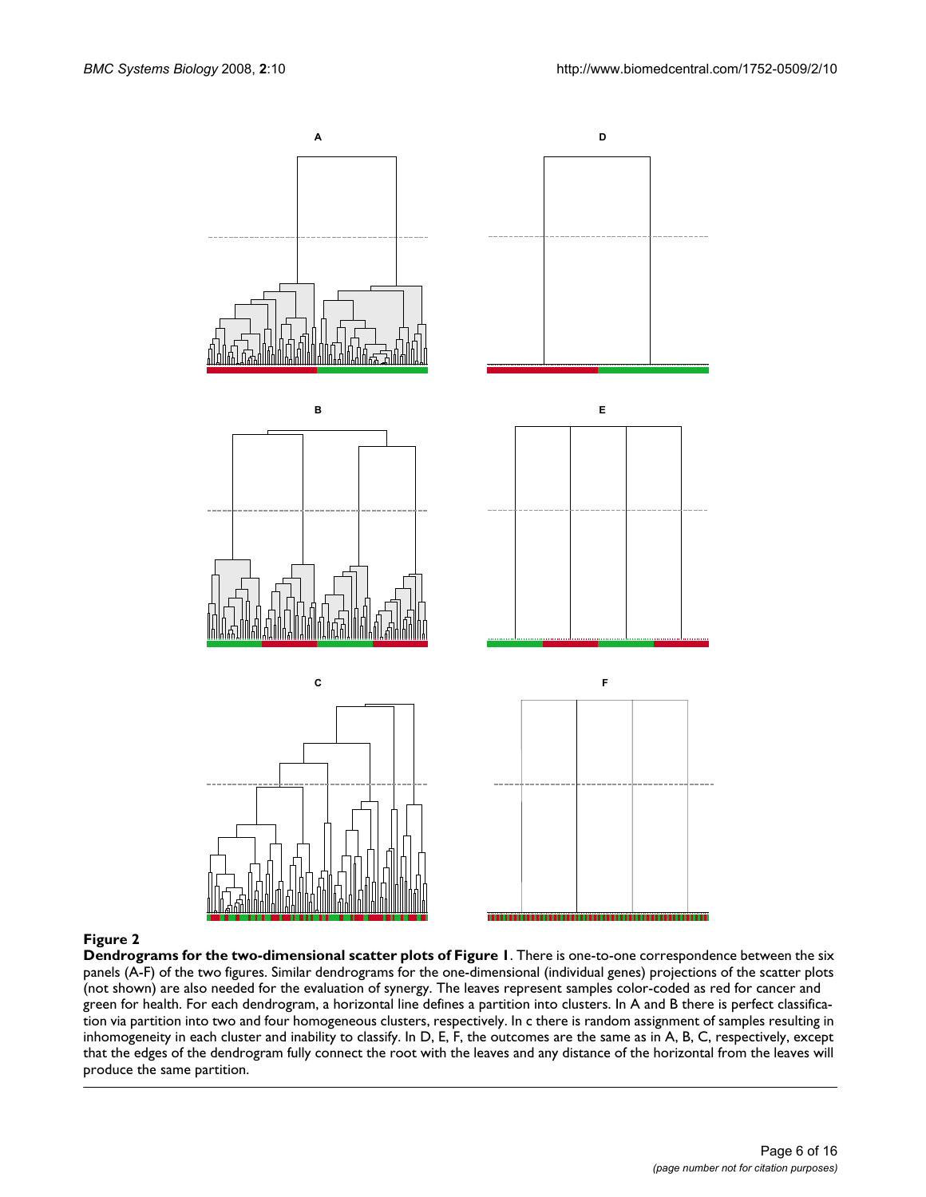**Figure 2**

**Dendrograms for the two-dimensional scatter plots of Figure 1**. There is one-to-one correspondence between the six panels (A-F) of the two figures. Similar dendrograms for the one-dimensional (individual genes) projections of the scatter plots (not shown) are also needed for the evaluation of synergy. The leaves represent samples color-coded as red for cancer and green for health. For each dendrogram, a horizontal line defines a partition into clusters. In A and B there is perfect classification via partition into two and four homogeneous clusters, respectively. In c there is random assignment of samples resulting in inhomogeneity in each cluster and inability to classify. In D, E, F, the outcomes are the same as in A, B, C, respectively, except that the edges of the dendrogram fully connect the root with the leaves and any distance of the horizontal from the leaves will produce the same partition.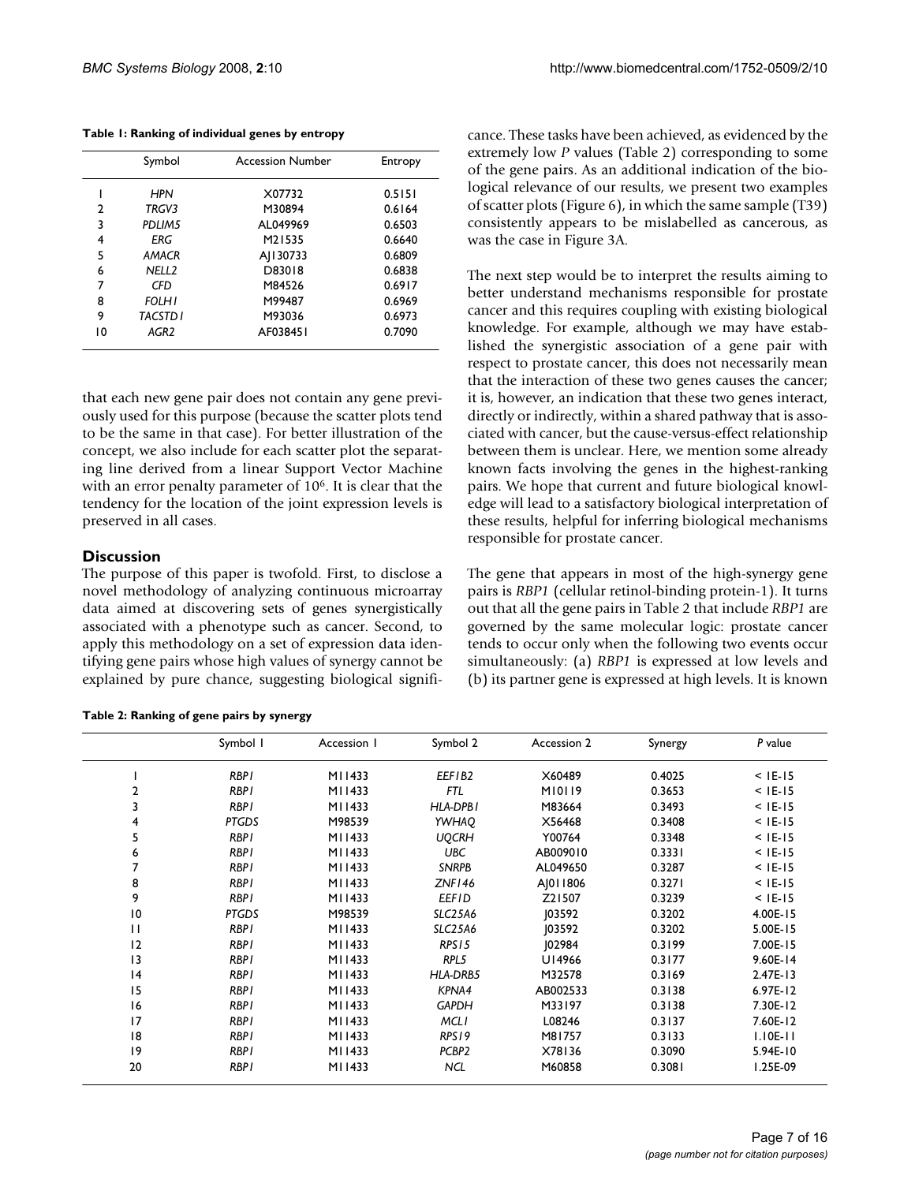**Table 1: Ranking of individual genes by entropy**

| | Symbol | Accession Number | Entropy |
|---|---|---|---|
| 1 | *HPN* | X07732 | 0.5151 |
| 2 | *TRGV3* | M30894 | 0.6164 |
| 3 | *PDLIM5* | AL049969 | 0.6503 |
| 4 | *ERG* | M21535 | 0.6640 |
| 5 | *AMACR* | AJ130733 | 0.6809 |
| 6 | *NELL2* | D83018 | 0.6838 |
| 7 | *CFD* | M84526 | 0.6917 |
| 8 | *FOLH1* | M99487 | 0.6969 |
| 9 | *TACSTD1* | M93036 | 0.6973 |
| 10 | *AGR2* | AF038451 | 0.7090 |

that each new gene pair does not contain any gene previously used for this purpose (because the scatter plots tend to be the same in that case). For better illustration of the concept, we also include for each scatter plot the separating line derived from a linear Support Vector Machine with an error penalty parameter of $10^6$. It is clear that the tendency for the location of the joint expression levels is preserved in all cases.

## Discussion

The purpose of this paper is twofold. First, to disclose a novel methodology of analyzing continuous microarray data aimed at discovering sets of genes synergistically associated with a phenotype such as cancer. Second, to apply this methodology on a set of expression data identifying gene pairs whose high values of synergy cannot be explained by pure chance, suggesting biological significance. These tasks have been achieved, as evidenced by the extremely low *P* values (Table 2) corresponding to some of the gene pairs. As an additional indication of the biological relevance of our results, we present two examples of scatter plots (Figure 6), in which the same sample (T39) consistently appears to be mislabelled as cancerous, as was the case in Figure 3A.

The next step would be to interpret the results aiming to better understand mechanisms responsible for prostate cancer and this requires coupling with existing biological knowledge. For example, although we may have established the synergistic association of a gene pair with respect to prostate cancer, this does not necessarily mean that the interaction of these two genes causes the cancer; it is, however, an indication that these two genes interact, directly or indirectly, within a shared pathway that is associated with cancer, but the cause-versus-effect relationship between them is unclear. Here, we mention some already known facts involving the genes in the highest-ranking pairs. We hope that current and future biological knowledge will lead to a satisfactory biological interpretation of these results, helpful for inferring biological mechanisms responsible for prostate cancer.

The gene that appears in most of the high-synergy gene pairs is *RBP1* (cellular retinol-binding protein-1). It turns out that all the gene pairs in Table 2 that include *RBP1* are governed by the same molecular logic: prostate cancer tends to occur only when the following two events occur simultaneously: (a) *RBP1* is expressed at low levels and (b) its partner gene is expressed at high levels. It is known

**Table 2: Ranking of gene pairs by synergy**

| | Symbol 1 | Accession 1 | Symbol 2 | Accession 2 | Synergy | *P* value |
|---|---|---|---|---|---|---|
| 1 | *RBP1* | M11433 | *EEF1B2* | X60489 | 0.4025 | < 1E-15 |
| 2 | *RBP1* | M11433 | *FTL* | M10119 | 0.3653 | < 1E-15 |
| 3 | *RBP1* | M11433 | *HLA-DPB1* | M83664 | 0.3493 | < 1E-15 |
| 4 | *PTGDS* | M98539 | *YWHAQ* | X56468 | 0.3408 | < 1E-15 |
| 5 | *RBP1* | M11433 | *UQCRH* | Y00764 | 0.3348 | < 1E-15 |
| 6 | *RBP1* | M11433 | *UBC* | AB009010 | 0.3331 | < 1E-15 |
| 7 | *RBP1* | M11433 | *SNRPB* | AL049650 | 0.3287 | < 1E-15 |
| 8 | *RBP1* | M11433 | *ZNF146* | AJ011806 | 0.3271 | < 1E-15 |
| 9 | *RBP1* | M11433 | *EEF1D* | Z21507 | 0.3239 | < 1E-15 |
| 10 | *PTGDS* | M98539 | *SLC25A6* | J03592 | 0.3202 | 4.00E-15 |
| 11 | *RBP1* | M11433 | *SLC25A6* | J03592 | 0.3202 | 5.00E-15 |
| 12 | *RBP1* | M11433 | *RPS15* | J02984 | 0.3199 | 7.00E-15 |
| 13 | *RBP1* | M11433 | *RPL5* | U14966 | 0.3177 | 9.60E-14 |
| 14 | *RBP1* | M11433 | *HLA-DRB5* | M32578 | 0.3169 | 2.47E-13 |
| 15 | *RBP1* | M11433 | *KPNA4* | AB002533 | 0.3138 | 6.97E-12 |
| 16 | *RBP1* | M11433 | *GAPDH* | M33197 | 0.3138 | 7.30E-12 |
| 17 | *RBP1* | M11433 | *MCL1* | L08246 | 0.3137 | 7.60E-12 |
| 18 | *RBP1* | M11433 | *RPS19* | M81757 | 0.3133 | 1.10E-11 |
| 19 | *RBP1* | M11433 | *PCBP2* | X78136 | 0.3090 | 5.94E-10 |
| 20 | *RBP1* | M11433 | *NCL* | M60858 | 0.3081 | 1.25E-09 |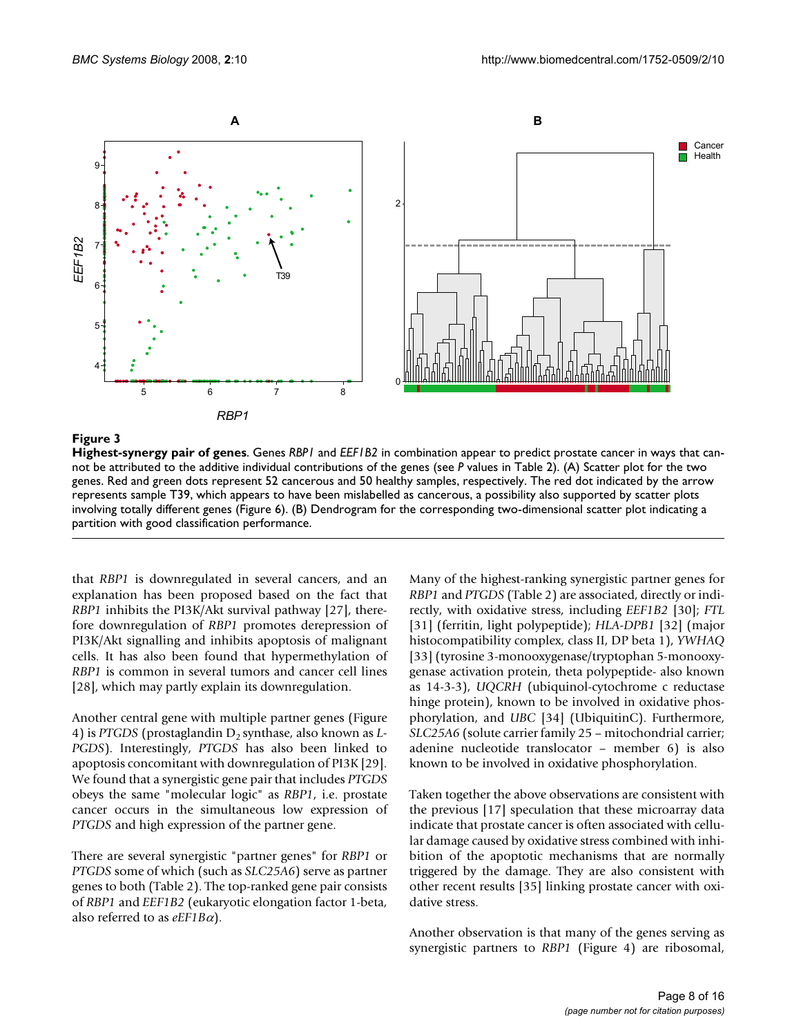**Figure 3**

**Highest-synergy pair of genes**. Genes *RBP1* and *EEF1B2* in combination appear to predict prostate cancer in ways that cannot be attributed to the additive individual contributions of the genes (see *P* values in Table 2). (A) Scatter plot for the two genes. Red and green dots represent 52 cancerous and 50 healthy samples, respectively. The red dot indicated by the arrow represents sample T39, which appears to have been mislabelled as cancerous, a possibility also supported by scatter plots involving totally different genes (Figure 6). (B) Dendrogram for the corresponding two-dimensional scatter plot indicating a partition with good classification performance.

that *RBP1* is downregulated in several cancers, and an explanation has been proposed based on the fact that *RBP1* inhibits the PI3K/Akt survival pathway [27], therefore downregulation of *RBP1* promotes derepression of PI3K/Akt signalling and inhibits apoptosis of malignant cells. It has also been found that hypermethylation of *RBP1* is common in several tumors and cancer cell lines [28], which may partly explain its downregulation.

Another central gene with multiple partner genes (Figure 4) is *PTGDS* (prostaglandin $D_2$ synthase, also known as *L-PGDS*). Interestingly, *PTGDS* has also been linked to apoptosis concomitant with downregulation of PI3K [29]. We found that a synergistic gene pair that includes *PTGDS* obeys the same "molecular logic" as *RBP1*, i.e. prostate cancer occurs in the simultaneous low expression of *PTGDS* and high expression of the partner gene.

There are several synergistic "partner genes" for *RBP1* or *PTGDS* some of which (such as *SLC25A6*) serve as partner genes to both (Table 2). The top-ranked gene pair consists of *RBP1* and *EEF1B2* (eukaryotic elongation factor 1-beta, also referred to as *eEF1B*$\alpha$).

Many of the highest-ranking synergistic partner genes for *RBP1* and *PTGDS* (Table 2) are associated, directly or indirectly, with oxidative stress, including *EEF1B2* [30]; *FTL* [31] (ferritin, light polypeptide); *HLA-DPB1* [32] (major histocompatibility complex, class II, DP beta 1), *YWHAQ* [33] (tyrosine 3-monooxygenase/tryptophan 5-monooxygenase activation protein, theta polypeptide- also known as 14-3-3), *UQCRH* (ubiquinol-cytochrome c reductase hinge protein), known to be involved in oxidative phosphorylation, and *UBC* [34] (UbiquitinC). Furthermore, *SLC25A6* (solute carrier family 25 – mitochondrial carrier; adenine nucleotide translocator – member 6) is also known to be involved in oxidative phosphorylation.

Taken together the above observations are consistent with the previous [17] speculation that these microarray data indicate that prostate cancer is often associated with cellular damage caused by oxidative stress combined with inhibition of the apoptotic mechanisms that are normally triggered by the damage. They are also consistent with other recent results [35] linking prostate cancer with oxidative stress.

Another observation is that many of the genes serving as synergistic partners to *RBP1* (Figure 4) are ribosomal,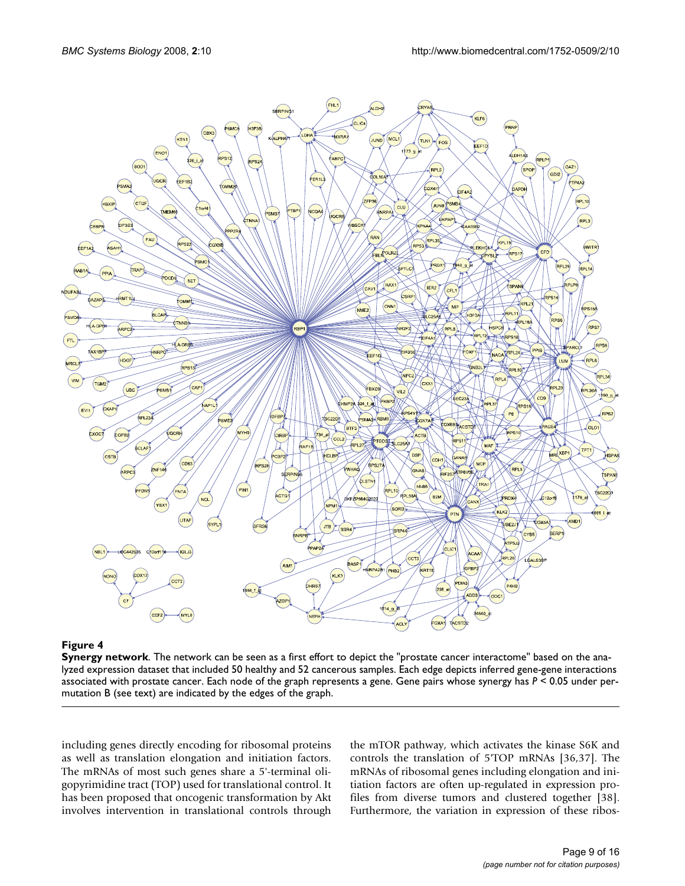**Figure 4**

**Synergy network**. The network can be seen as a first effort to depict the "prostate cancer interactome" based on the analyzed expression dataset that included 50 healthy and 52 cancerous samples. Each edge depicts inferred gene-gene interactions associated with prostate cancer. Each node of the graph represents a gene. Gene pairs whose synergy has $P < 0.05$ under permutation B (see text) are indicated by the edges of the graph.

including genes directly encoding for ribosomal proteins as well as translation elongation and initiation factors. The mRNAs of most such genes share a 5'-terminal oligopyrimidine tract (TOP) used for translational control. It has been proposed that oncogenic transformation by Akt involves intervention in translational controls through the mTOR pathway, which activates the kinase S6K and controls the translation of 5'TOP mRNAs [36,37]. The mRNAs of ribosomal genes including elongation and initiation factors are often up-regulated in expression profiles from diverse tumors and clustered together [38]. Furthermore, the variation in expression of these ribos-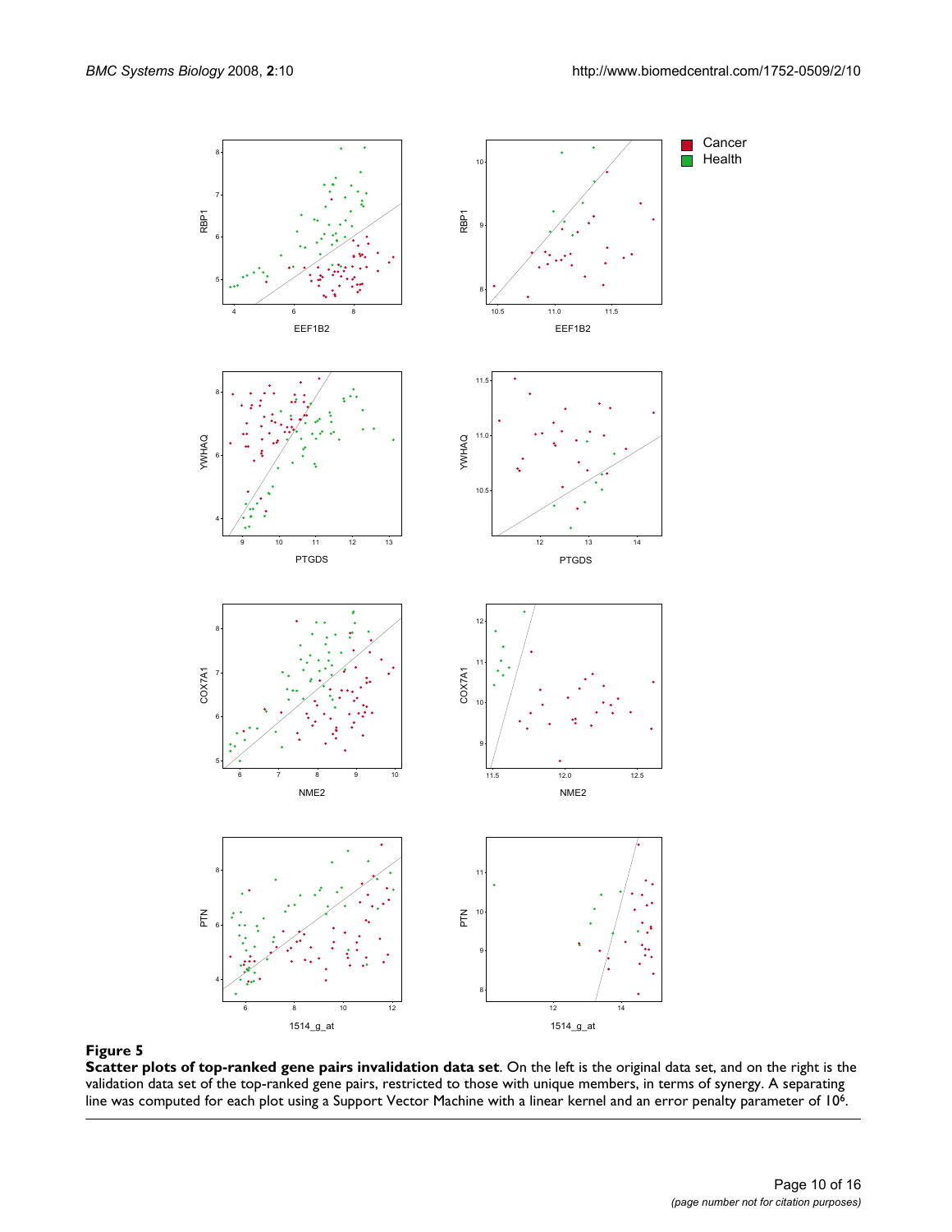**Figure 5**

**Scatter plots of top-ranked gene pairs invalidation data set**. On the left is the original data set, and on the right is the validation data set of the top-ranked gene pairs, restricted to those with unique members, in terms of synergy. A separating line was computed for each plot using a Support Vector Machine with a linear kernel and an error penalty parameter of $10^6$.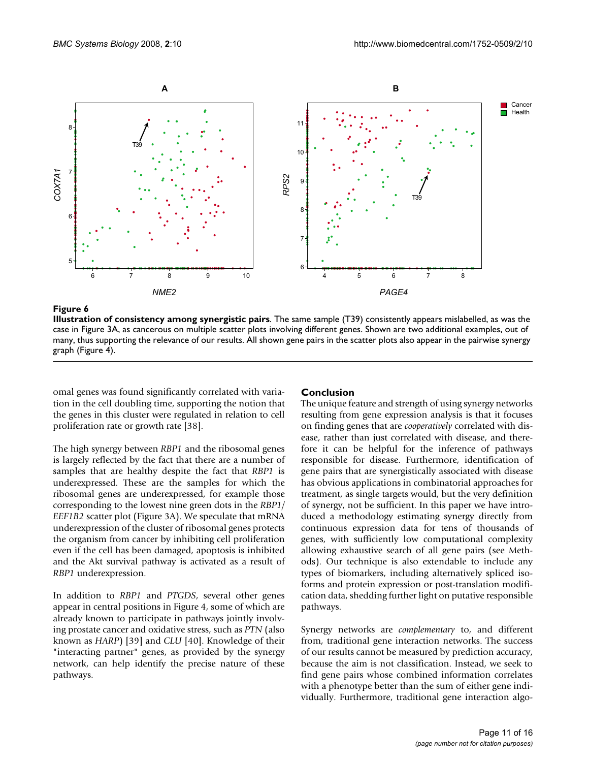**Figure 6**

**Illustration of consistency among synergistic pairs**. The same sample (T39) consistently appears mislabelled, as was the case in Figure 3A, as cancerous on multiple scatter plots involving different genes. Shown are two additional examples, out of many, thus supporting the relevance of our results. All shown gene pairs in the scatter plots also appear in the pairwise synergy graph (Figure 4).

omal genes was found significantly correlated with variation in the cell doubling time, supporting the notion that the genes in this cluster were regulated in relation to cell proliferation rate or growth rate [38].

The high synergy between *RBP1* and the ribosomal genes is largely reflected by the fact that there are a number of samples that are healthy despite the fact that *RBP1* is underexpressed. These are the samples for which the ribosomal genes are underexpressed, for example those corresponding to the lowest nine green dots in the *RBP1*/*EEF1B2* scatter plot (Figure 3A). We speculate that mRNA underexpression of the cluster of ribosomal genes protects the organism from cancer by inhibiting cell proliferation even if the cell has been damaged, apoptosis is inhibited and the Akt survival pathway is activated as a result of *RBP1* underexpression.

In addition to *RBP1* and *PTGDS*, several other genes appear in central positions in Figure 4, some of which are already known to participate in pathways jointly involving prostate cancer and oxidative stress, such as *PTN* (also known as *HARP*) [39] and *CLU* [40]. Knowledge of their "interacting partner" genes, as provided by the synergy network, can help identify the precise nature of these pathways.

## Conclusion

The unique feature and strength of using synergy networks resulting from gene expression analysis is that it focuses on finding genes that are *cooperatively* correlated with disease, rather than just correlated with disease, and therefore it can be helpful for the inference of pathways responsible for disease. Furthermore, identification of gene pairs that are synergistically associated with disease has obvious applications in combinatorial approaches for treatment, as single targets would, but the very definition of synergy, not be sufficient. In this paper we have introduced a methodology estimating synergy directly from continuous expression data for tens of thousands of genes, with sufficiently low computational complexity allowing exhaustive search of all gene pairs (see Methods). Our technique is also extendable to include any types of biomarkers, including alternatively spliced isoforms and protein expression or post-translation modification data, shedding further light on putative responsible pathways.

Synergy networks are *complementary* to, and different from, traditional gene interaction networks. The success of our results cannot be measured by prediction accuracy, because the aim is not classification. Instead, we seek to find gene pairs whose combined information correlates with a phenotype better than the sum of either gene individually. Furthermore, traditional gene interaction algo-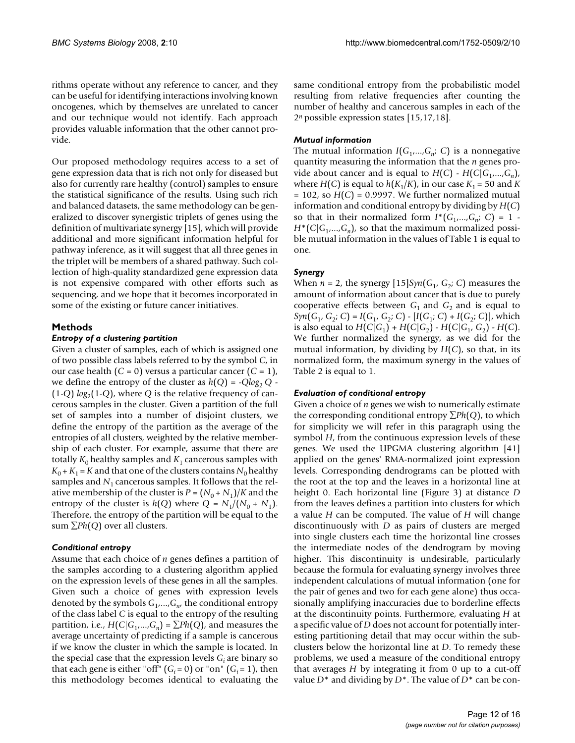rithms operate without any reference to cancer, and they can be useful for identifying interactions involving known oncogenes, which by themselves are unrelated to cancer and our technique would not identify. Each approach provides valuable information that the other cannot provide.

Our proposed methodology requires access to a set of gene expression data that is rich not only for diseased but also for currently rare healthy (control) samples to ensure the statistical significance of the results. Using such rich and balanced datasets, the same methodology can be generalized to discover synergistic triplets of genes using the definition of multivariate synergy [15], which will provide additional and more significant information helpful for pathway inference, as it will suggest that all three genes in the triplet will be members of a shared pathway. Such collection of high-quality standardized gene expression data is not expensive compared with other efforts such as sequencing, and we hope that it becomes incorporated in some of the existing or future cancer initiatives.

## Methods

### *Entropy of a clustering partition*

Given a cluster of samples, each of which is assigned one of two possible class labels referred to by the symbol $C$, in our case health ($C = 0$) versus a particular cancer ($C = 1$), we define the entropy of the cluster as $h(Q) = -Q\log_2 Q - (1-Q) \log_2(1-Q)$, where $Q$ is the relative frequency of cancerous samples in the cluster. Given a partition of the full set of samples into a number of disjoint clusters, we define the entropy of the partition as the average of the entropies of all clusters, weighted by the relative membership of each cluster. For example, assume that there are totally $K_0$ healthy samples and $K_1$ cancerous samples with $K_0 + K_1 = K$ and that one of the clusters contains $N_0$ healthy samples and $N_1$ cancerous samples. It follows that the relative membership of the cluster is $P = (N_0 + N_1)/K$ and the entropy of the cluster is $h(Q)$ where $Q = N_1/(N_0 + N_1)$. Therefore, the entropy of the partition will be equal to the sum $\sum Ph(Q)$ over all clusters.

### *Conditional entropy*

Assume that each choice of $n$ genes defines a partition of the samples according to a clustering algorithm applied on the expression levels of these genes in all the samples. Given such a choice of genes with expression levels denoted by the symbols $G_1,...,G_n$, the conditional entropy of the class label $C$ is equal to the entropy of the resulting partition, i.e., $H(C|G_1,...,G_n) = \sum Ph(Q)$, and measures the average uncertainty of predicting if a sample is cancerous if we know the cluster in which the sample is located. In the special case that the expression levels $G_i$ are binary so that each gene is either "off" ($G_i = 0$) or "on" ($G_i = 1$), then this methodology becomes identical to evaluating the same conditional entropy from the probabilistic model resulting from relative frequencies after counting the number of healthy and cancerous samples in each of the $2^n$ possible expression states [15,17,18].

### *Mutual information*

The mutual information $I(G_1,...,G_n; C)$ is a nonnegative quantity measuring the information that the $n$ genes provide about cancer and is equal to $H(C) - H(C|G_1,...,G_n)$, where $H(C)$ is equal to $h(K_1/K)$, in our case $K_1 = 50$ and $K = 102$, so $H(C) = 0.9997$. We further normalized mutual information and conditional entropy by dividing by $H(C)$ so that in their normalized form $I^*(G_1,...,G_n; C) = 1 - H^*(C|G_1,...,G_n)$, so that the maximum normalized possible mutual information in the values of Table 1 is equal to one.

### *Synergy*

When $n = 2$, the synergy [15]$Syn(G_1, G_2; C)$ measures the amount of information about cancer that is due to purely cooperative effects between $G_1$ and $G_2$ and is equal to $Syn(G_1, G_2; C) = I(G_1, G_2; C) - [I(G_1; C) + I(G_2; C)]$, which is also equal to $H(C|G_1) + H(C|G_2) - H(C|G_1, G_2) - H(C)$. We further normalized the synergy, as we did for the mutual information, by dividing by $H(C)$, so that, in its normalized form, the maximum synergy in the values of Table 2 is equal to 1.

### *Evaluation of conditional entropy*

Given a choice of $n$ genes we wish to numerically estimate the corresponding conditional entropy $\sum Ph(Q)$, to which for simplicity we will refer in this paragraph using the symbol $H$, from the continuous expression levels of these genes. We used the UPGMA clustering algorithm [41] applied on the genes' RMA-normalized joint expression levels. Corresponding dendrograms can be plotted with the root at the top and the leaves in a horizontal line at height 0. Each horizontal line (Figure 3) at distance $D$ from the leaves defines a partition into clusters for which a value $H$ can be computed. The value of $H$ will change discontinuously with $D$ as pairs of clusters are merged into single clusters each time the horizontal line crosses the intermediate nodes of the dendrogram by moving higher. This discontinuity is undesirable, particularly because the formula for evaluating synergy involves three independent calculations of mutual information (one for the pair of genes and two for each gene alone) thus occasionally amplifying inaccuracies due to borderline effects at the discontinuity points. Furthermore, evaluating $H$ at a specific value of $D$ does not account for potentially interesting partitioning detail that may occur within the subclusters below the horizontal line at $D$. To remedy these problems, we used a measure of the conditional entropy that averages $H$ by integrating it from 0 up to a cut-off value $D^*$ and dividing by $D^*$. The value of $D^*$ can be con-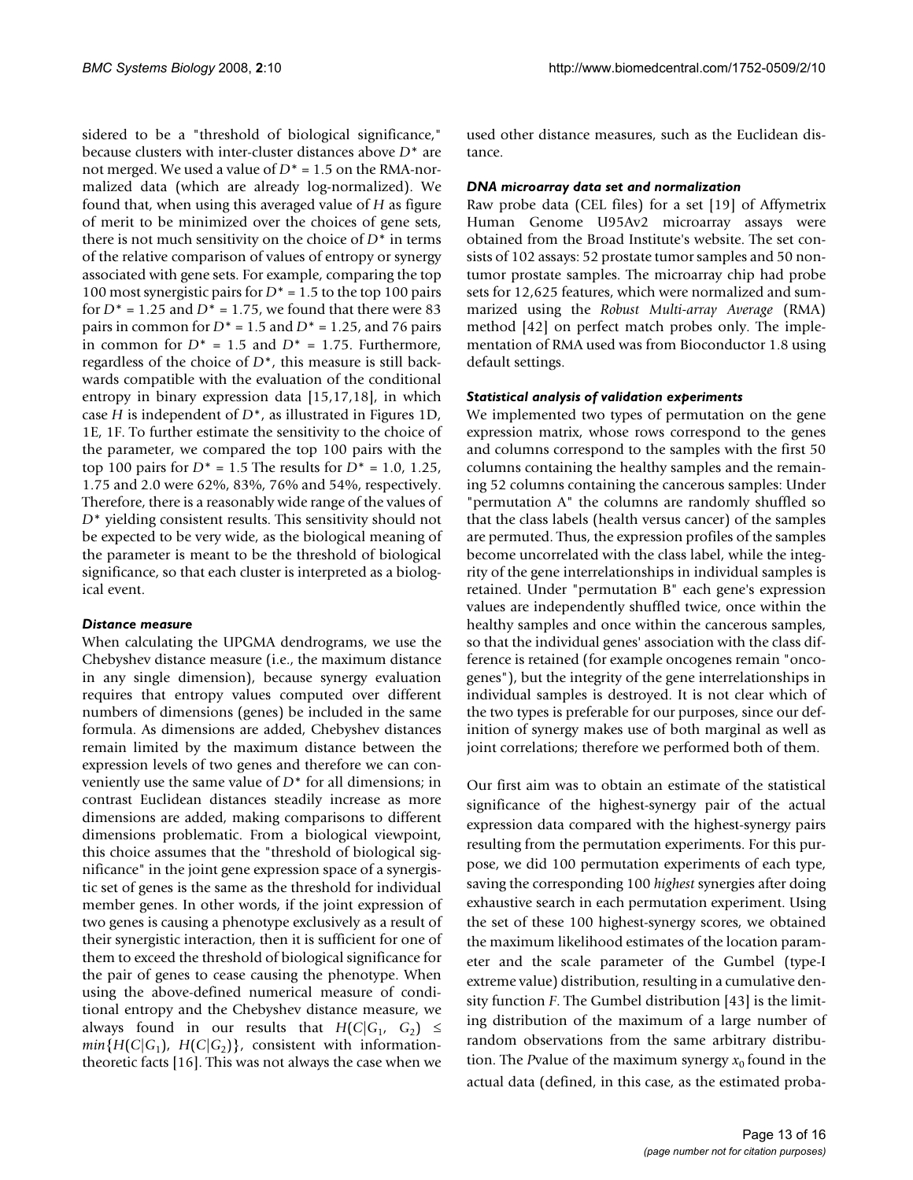sidered to be a "threshold of biological significance," because clusters with inter-cluster distances above $D^*$ are not merged. We used a value of $D^* = 1.5$ on the RMA-normalized data (which are already log-normalized). We found that, when using this averaged value of $H$ as figure of merit to be minimized over the choices of gene sets, there is not much sensitivity on the choice of $D^*$ in terms of the relative comparison of values of entropy or synergy associated with gene sets. For example, comparing the top 100 most synergistic pairs for $D^* = 1.5$ to the top 100 pairs for $D^* = 1.25$ and $D^* = 1.75$, we found that there were 83 pairs in common for $D^* = 1.5$ and $D^* = 1.25$, and 76 pairs in common for $D^* = 1.5$ and $D^* = 1.75$. Furthermore, regardless of the choice of $D^*$, this measure is still backwards compatible with the evaluation of the conditional entropy in binary expression data [15,17,18], in which case $H$ is independent of $D^*$, as illustrated in Figures 1D, 1E, 1F. To further estimate the sensitivity to the choice of the parameter, we compared the top 100 pairs with the top 100 pairs for $D^* = 1.5$ The results for $D^* = 1.0$, 1.25, 1.75 and 2.0 were 62%, 83%, 76% and 54%, respectively. Therefore, there is a reasonably wide range of the values of $D^*$ yielding consistent results. This sensitivity should not be expected to be very wide, as the biological meaning of the parameter is meant to be the threshold of biological significance, so that each cluster is interpreted as a biological event.

### *Distance measure*

When calculating the UPGMA dendrograms, we use the Chebyshev distance measure (i.e., the maximum distance in any single dimension), because synergy evaluation requires that entropy values computed over different numbers of dimensions (genes) be included in the same formula. As dimensions are added, Chebyshev distances remain limited by the maximum distance between the expression levels of two genes and therefore we can conveniently use the same value of $D^*$ for all dimensions; in contrast Euclidean distances steadily increase as more dimensions are added, making comparisons to different dimensions problematic. From a biological viewpoint, this choice assumes that the "threshold of biological significance" in the joint gene expression space of a synergistic set of genes is the same as the threshold for individual member genes. In other words, if the joint expression of two genes is causing a phenotype exclusively as a result of their synergistic interaction, then it is sufficient for one of them to exceed the threshold of biological significance for the pair of genes to cease causing the phenotype. When using the above-defined numerical measure of conditional entropy and the Chebyshev distance measure, we always found in our results that $H(C|G_1, G_2) \leq min\{H(C|G_1), H(C|G_2)\}$, consistent with information-theoretic facts [16]. This was not always the case when we used other distance measures, such as the Euclidean distance.

### *DNA microarray data set and normalization*

Raw probe data (CEL files) for a set [19] of Affymetrix Human Genome U95Av2 microarray assays were obtained from the Broad Institute's website. The set consists of 102 assays: 52 prostate tumor samples and 50 non-tumor prostate samples. The microarray chip had probe sets for 12,625 features, which were normalized and summarized using the *Robust Multi-array Average* (RMA) method [42] on perfect match probes only. The implementation of RMA used was from Bioconductor 1.8 using default settings.

### *Statistical analysis of validation experiments*

We implemented two types of permutation on the gene expression matrix, whose rows correspond to the genes and columns correspond to the samples with the first 50 columns containing the healthy samples and the remaining 52 columns containing the cancerous samples: Under "permutation A" the columns are randomly shuffled so that the class labels (health versus cancer) of the samples are permuted. Thus, the expression profiles of the samples become uncorrelated with the class label, while the integrity of the gene interrelationships in individual samples is retained. Under "permutation B" each gene's expression values are independently shuffled twice, once within the healthy samples and once within the cancerous samples, so that the individual genes' association with the class difference is retained (for example oncogenes remain "oncogenes"), but the integrity of the gene interrelationships in individual samples is destroyed. It is not clear which of the two types is preferable for our purposes, since our definition of synergy makes use of both marginal as well as joint correlations; therefore we performed both of them.

Our first aim was to obtain an estimate of the statistical significance of the highest-synergy pair of the actual expression data compared with the highest-synergy pairs resulting from the permutation experiments. For this purpose, we did 100 permutation experiments of each type, saving the corresponding 100 *highest* synergies after doing exhaustive search in each permutation experiment. Using the set of these 100 highest-synergy scores, we obtained the maximum likelihood estimates of the location parameter and the scale parameter of the Gumbel (type-I extreme value) distribution, resulting in a cumulative density function $F$. The Gumbel distribution [43] is the limiting distribution of the maximum of a large number of random observations from the same arbitrary distribution. The *P*value of the maximum synergy $x_0$ found in the actual data (defined, in this case, as the estimated proba-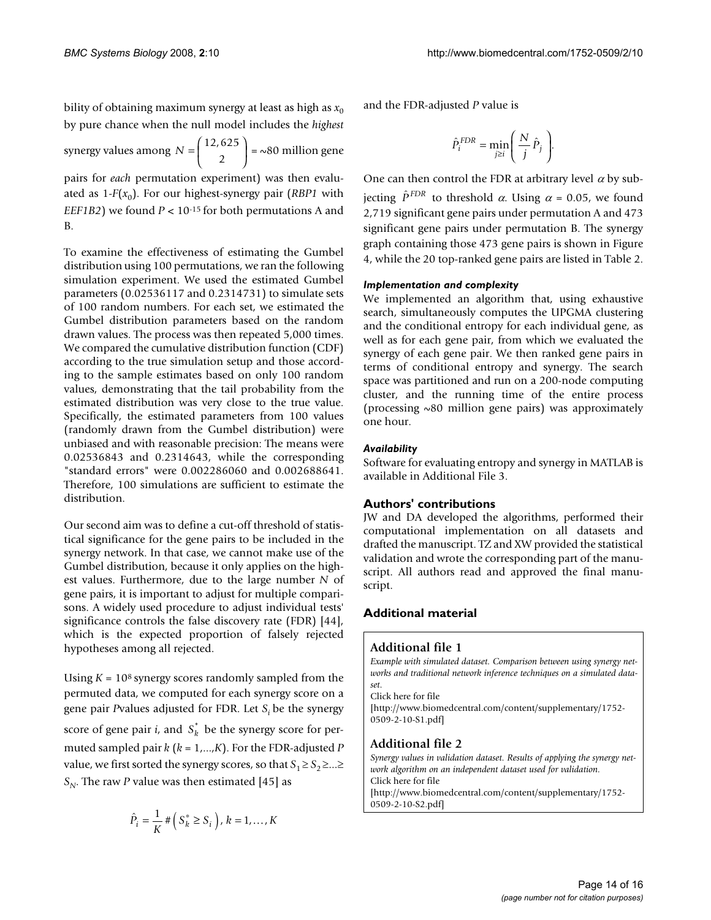bility of obtaining maximum synergy at least as high as $x_0$ by pure chance when the null model includes the *highest* synergy values among $N = \binom{12,625}{2} = \sim 80$ million gene pairs for *each* permutation experiment) was then evaluated as 1-$F(x_0)$. For our highest-synergy pair (*RBP1* with *EEF1B2*) we found $P < 10^{-15}$ for both permutations A and B.

To examine the effectiveness of estimating the Gumbel distribution using 100 permutations, we ran the following simulation experiment. We used the estimated Gumbel parameters (0.02536117 and 0.2314731) to simulate sets of 100 random numbers. For each set, we estimated the Gumbel distribution parameters based on the random drawn values. The process was then repeated 5,000 times. We compared the cumulative distribution function (CDF) according to the true simulation setup and those according to the sample estimates based on only 100 random values, demonstrating that the tail probability from the estimated distribution was very close to the true value. Specifically, the estimated parameters from 100 values (randomly drawn from the Gumbel distribution) were unbiased and with reasonable precision: The means were 0.02536843 and 0.2314643, while the corresponding "standard errors" were 0.002286060 and 0.002688641. Therefore, 100 simulations are sufficient to estimate the distribution.

Our second aim was to define a cut-off threshold of statistical significance for the gene pairs to be included in the synergy network. In that case, we cannot make use of the Gumbel distribution, because it only applies on the highest values. Furthermore, due to the large number $N$ of gene pairs, it is important to adjust for multiple comparisons. A widely used procedure to adjust individual tests' significance controls the false discovery rate (FDR) [44], which is the expected proportion of falsely rejected hypotheses among all rejected.

Using $K = 10^8$ synergy scores randomly sampled from the permuted data, we computed for each synergy score on a gene pair *P*values adjusted for FDR. Let $S_i$ be the synergy score of gene pair $i$, and $S_k^*$ be the synergy score for permuted sampled pair $k$ ($k = 1,...,K$). For the FDR-adjusted $P$ value, we first sorted the synergy scores, so that $S_1 \geq S_2 \geq ... \geq S_N$. The raw $P$ value was then estimated [45] as

$$\hat{P}_i = \frac{1}{K} \# \left( S_k^* \geq S_i \right), \, k = 1, \ldots, K$$

and the FDR-adjusted $P$ value is

$$\hat{P}_i^{FDR} = \min_{j \geq i} \left( \frac{N}{j} \hat{P}_j \right).$$

One can then control the FDR at arbitrary level $\alpha$ by subjecting $\hat{P}^{FDR}$ to threshold $\alpha$. Using $\alpha = 0.05$, we found 2,719 significant gene pairs under permutation A and 473 significant gene pairs under permutation B. The synergy graph containing those 473 gene pairs is shown in Figure 4, while the 20 top-ranked gene pairs are listed in Table 2.

### *Implementation and complexity*

We implemented an algorithm that, using exhaustive search, simultaneously computes the UPGMA clustering and the conditional entropy for each individual gene, as well as for each gene pair, from which we evaluated the synergy of each gene pair. We then ranked gene pairs in terms of conditional entropy and synergy. The search space was partitioned and run on a 200-node computing cluster, and the running time of the entire process (processing ~80 million gene pairs) was approximately one hour.

### *Availability*

Software for evaluating entropy and synergy in MATLAB is available in Additional File 3.

## Authors' contributions

JW and DA developed the algorithms, performed their computational implementation on all datasets and drafted the manuscript. TZ and XW provided the statistical validation and wrote the corresponding part of the manuscript. All authors read and approved the final manuscript.

## Additional material

### Additional file 1

*Example with simulated dataset. Comparison between using synergy networks and traditional network inference techniques on a simulated dataset.*

Click here for file

[http://www.biomedcentral.com/content/supplementary/1752-0509-2-10-S1.pdf]

### Additional file 2

*Synergy values in validation dataset. Results of applying the synergy network algorithm on an independent dataset used for validation.*

Click here for file

[http://www.biomedcentral.com/content/supplementary/1752-0509-2-10-S2.pdf]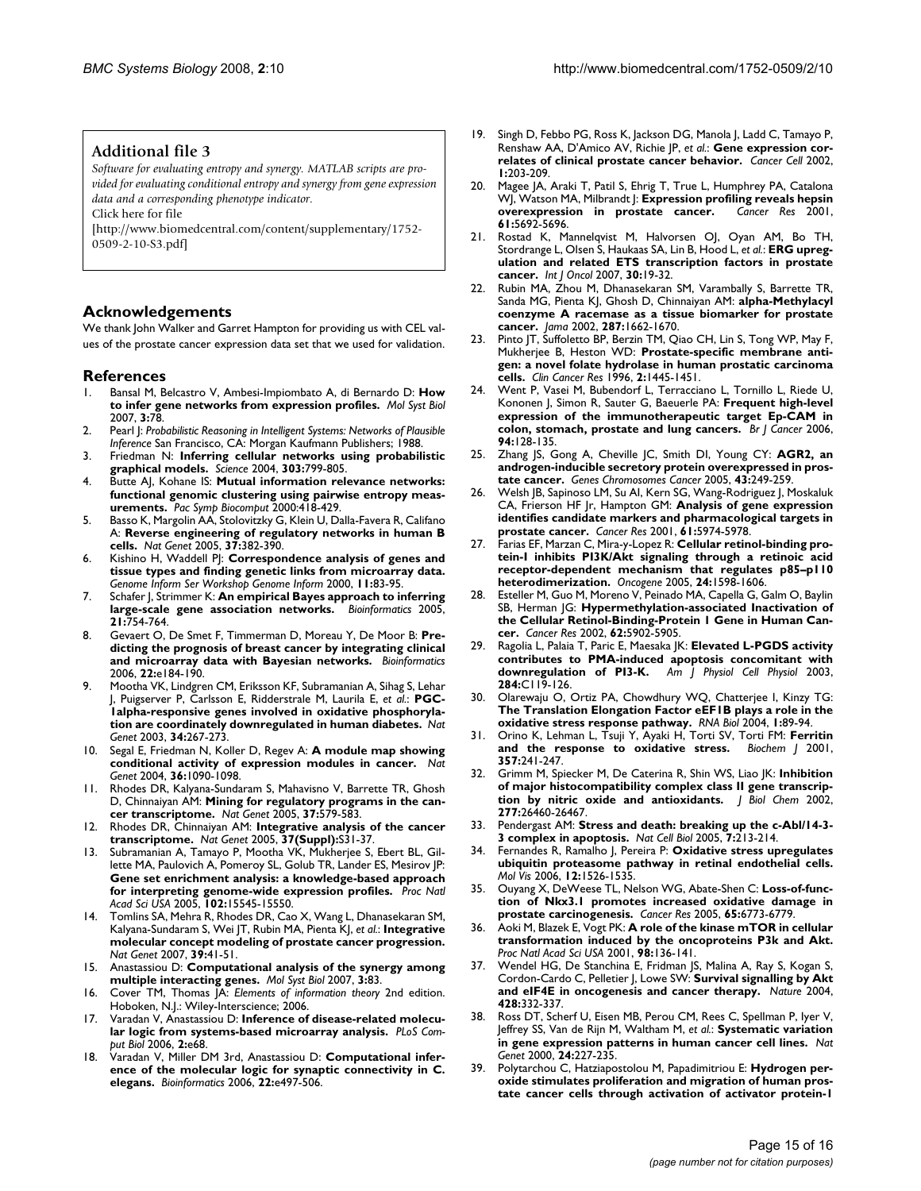### Additional file 3

*Software for evaluating entropy and synergy. MATLAB scripts are provided for evaluating conditional entropy and synergy from gene expression data and a corresponding phenotype indicator.*

Click here for file

[http://www.biomedcentral.com/content/supplementary/1752-0509-2-10-S3.pdf]

## Acknowledgements

We thank John Walker and Garret Hampton for providing us with CEL values of the prostate cancer expression data set that we used for validation.

## References

1. Bansal M, Belcastro V, Ambesi-Impiombato A, di Bernardo D: **How to infer gene networks from expression profiles.** *Mol Syst Biol* 2007, **3:**78.
2. Pearl J: *Probabilistic Reasoning in Intelligent Systems: Networks of Plausible Inference* San Francisco, CA: Morgan Kaufmann Publishers; 1988.
3. Friedman N: **Inferring cellular networks using probabilistic graphical models.** *Science* 2004, **303:**799-805.
4. Butte AJ, Kohane IS: **Mutual information relevance networks: functional genomic clustering using pairwise entropy measurements.** *Pac Symp Biocomput* 2000:418-429.
5. Basso K, Margolin AA, Stolovitzky G, Klein U, Dalla-Favera R, Califano A: **Reverse engineering of regulatory networks in human B cells.** *Nat Genet* 2005, **37:**382-390.
6. Kishino H, Waddell PJ: **Correspondence analysis of genes and tissue types and finding genetic links from microarray data.** *Genome Inform Ser Workshop Genome Inform* 2000, **11:**83-95.
7. Schafer J, Strimmer K: **An empirical Bayes approach to inferring large-scale gene association networks.** *Bioinformatics* 2005, **21:**754-764.
8. Gevaert O, De Smet F, Timmerman D, Moreau Y, De Moor B: **Predicting the prognosis of breast cancer by integrating clinical and microarray data with Bayesian networks.** *Bioinformatics* 2006, **22:**e184-190.
9. Mootha VK, Lindgren CM, Eriksson KF, Subramanian A, Sihag S, Lehar J, Puigserver P, Carlsson E, Ridderstrale M, Laurila E, *et al.*: **PGC-1alpha-responsive genes involved in oxidative phosphorylation are coordinately downregulated in human diabetes.** *Nat Genet* 2003, **34:**267-273.
10. Segal E, Friedman N, Koller D, Regev A: **A module map showing conditional activity of expression modules in cancer.** *Nat Genet* 2004, **36:**1090-1098.
11. Rhodes DR, Kalyana-Sundaram S, Mahavisno V, Barrette TR, Ghosh D, Chinnaiyan AM: **Mining for regulatory programs in the cancer transcriptome.** *Nat Genet* 2005, **37:**579-583.
12. Rhodes DR, Chinnaiyan AM: **Integrative analysis of the cancer transcriptome.** *Nat Genet* 2005, **37(Suppl):**S31-37.
13. Subramanian A, Tamayo P, Mootha VK, Mukherjee S, Ebert BL, Gillette MA, Paulovich A, Pomeroy SL, Golub TR, Lander ES, Mesirov JP: **Gene set enrichment analysis: a knowledge-based approach for interpreting genome-wide expression profiles.** *Proc Natl Acad Sci USA* 2005, **102:**15545-15550.
14. Tomlins SA, Mehra R, Rhodes DR, Cao X, Wang L, Dhanasekaran SM, Kalyana-Sundaram S, Wei JT, Rubin MA, Pienta KJ, *et al.*: **Integrative molecular concept modeling of prostate cancer progression.** *Nat Genet* 2007, **39:**41-51.
15. Anastassiou D: **Computational analysis of the synergy among multiple interacting genes.** *Mol Syst Biol* 2007, **3:**83.
16. Cover TM, Thomas JA: *Elements of information theory* 2nd edition. Hoboken, N.J.: Wiley-Interscience; 2006.
17. Varadan V, Anastassiou D: **Inference of disease-related molecular logic from systems-based microarray analysis.** *PLoS Comput Biol* 2006, **2:**e68.
18. Varadan V, Miller DM 3rd, Anastassiou D: **Computational inference of the molecular logic for synaptic connectivity in C. elegans.** *Bioinformatics* 2006, **22:**e497-506.
19. Singh D, Febbo PG, Ross K, Jackson DG, Manola J, Ladd C, Tamayo P, Renshaw AA, D'Amico AV, Richie JP, *et al.*: **Gene expression correlates of clinical prostate cancer behavior.** *Cancer Cell* 2002, **1:**203-209.
20. Magee JA, Araki T, Patil S, Ehrig T, True L, Humphrey PA, Catalona WJ, Watson MA, Milbrandt J: **Expression profiling reveals hepsin overexpression in prostate cancer.** *Cancer Res* 2001, **61:**5692-5696.
21. Rostad K, Mannelqvist M, Halvorsen OJ, Oyan AM, Bo TH, Stordrange L, Olsen S, Haukaas SA, Lin B, Hood L, *et al.*: **ERG upregulation and related ETS transcription factors in prostate cancer.** *Int J Oncol* 2007, **30:**19-32.
22. Rubin MA, Zhou M, Dhanasekaran SM, Varambally S, Barrette TR, Sanda MG, Pienta KJ, Ghosh D, Chinnaiyan AM: **alpha-Methylacyl coenzyme A racemase as a tissue biomarker for prostate cancer.** *Jama* 2002, **287:**1662-1670.
23. Pinto JT, Suffoletto BP, Berzin TM, Qiao CH, Lin S, Tong WP, May F, Mukherjee B, Heston WD: **Prostate-specific membrane antigen: a novel folate hydrolase in human prostatic carcinoma cells.** *Clin Cancer Res* 1996, **2:**1445-1451.
24. Went P, Vasei M, Bubendorf L, Terracciano L, Tornillo L, Riede U, Kononen J, Simon R, Sauter G, Baeuerle PA: **Frequent high-level expression of the immunotherapeutic target Ep-CAM in colon, stomach, prostate and lung cancers.** *Br J Cancer* 2006, **94:**128-135.
25. Zhang JS, Gong A, Cheville JC, Smith DI, Young CY: **AGR2, an androgen-inducible secretory protein overexpressed in prostate cancer.** *Genes Chromosomes Cancer* 2005, **43:**249-259.
26. Welsh JB, Sapinoso LM, Su AI, Kern SG, Wang-Rodriguez J, Moskaluk CA, Frierson HF Jr, Hampton GM: **Analysis of gene expression identifies candidate markers and pharmacological targets in prostate cancer.** *Cancer Res* 2001, **61:**5974-5978.
27. Farias EF, Marzan C, Mira-y-Lopez R: **Cellular retinol-binding protein-I inhibits PI3K/Akt signaling through a retinoic acid receptor-dependent mechanism that regulates p85–p110 heterodimerization.** *Oncogene* 2005, **24:**1598-1606.
28. Esteller M, Guo M, Moreno V, Peinado MA, Capella G, Galm O, Baylin SB, Herman JG: **Hypermethylation-associated Inactivation of the Cellular Retinol-Binding-Protein 1 Gene in Human Cancer.** *Cancer Res* 2002, **62:**5902-5905.
29. Ragolia L, Palaia T, Paric E, Maesaka JK: **Elevated L-PGDS activity contributes to PMA-induced apoptosis concomitant with downregulation of PI3-K.** *Am J Physiol Cell Physiol* 2003, **284:**C119-126.
30. Olarewaju O, Ortiz PA, Chowdhury WQ, Chatterjee I, Kinzy TG: **The Translation Elongation Factor eEF1B plays a role in the oxidative stress response pathway.** *RNA Biol* 2004, **1:**89-94.
31. Orino K, Lehman L, Tsuji Y, Ayaki H, Torti SV, Torti FM: **Ferritin and the response to oxidative stress.** *Biochem J* 2001, **357:**241-247.
32. Grimm M, Spiecker M, De Caterina R, Shin WS, Liao JK: **Inhibition of major histocompatibility complex class II gene transcription by nitric oxide and antioxidants.** *J Biol Chem* 2002, **277:**26460-26467.
33. Pendergast AM: **Stress and death: breaking up the c-Abl/14-3-3 complex in apoptosis.** *Nat Cell Biol* 2005, **7:**213-214.
34. Fernandes R, Ramalho J, Pereira P: **Oxidative stress upregulates ubiquitin proteasome pathway in retinal endothelial cells.** *Mol Vis* 2006, **12:**1526-1535.
35. Ouyang X, DeWeese TL, Nelson WG, Abate-Shen C: **Loss-of-function of Nkx3.1 promotes increased oxidative damage in prostate carcinogenesis.** *Cancer Res* 2005, **65:**6773-6779.
36. Aoki M, Blazek E, Vogt PK: **A role of the kinase mTOR in cellular transformation induced by the oncoproteins P3k and Akt.** *Proc Natl Acad Sci USA* 2001, **98:**136-141.
37. Wendel HG, De Stanchina E, Fridman JS, Malina A, Ray S, Kogan S, Cordon-Cardo C, Pelletier J, Lowe SW: **Survival signalling by Akt and eIF4E in oncogenesis and cancer therapy.** *Nature* 2004, **428:**332-337.
38. Ross DT, Scherf U, Eisen MB, Perou CM, Rees C, Spellman P, Iyer V, Jeffrey SS, Van de Rijn M, Waltham M, *et al.*: **Systematic variation in gene expression patterns in human cancer cell lines.** *Nat Genet* 2000, **24:**227-235.
39. Polytarchou C, Hatziapostolou M, Papadimitriou E: **Hydrogen peroxide stimulates proliferation and migration of human prostate cancer cells through activation of activator protein-1**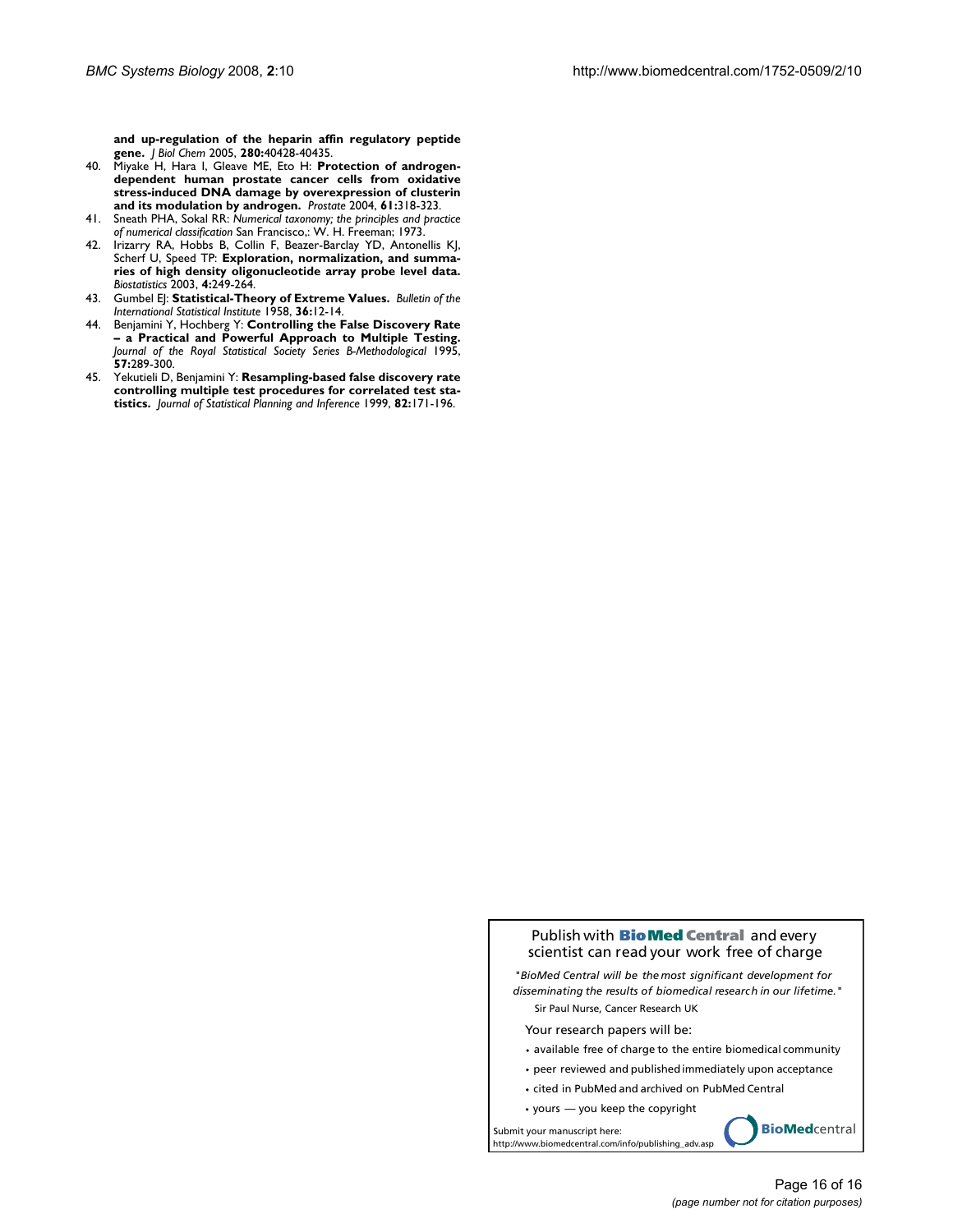and up-regulation of the heparin affin regulatory peptide gene. *J Biol Chem* 2005, **280:**40428-40435.

40. Miyake H, Hara I, Gleave ME, Eto H: **Protection of androgen-dependent human prostate cancer cells from oxidative stress-induced DNA damage by overexpression of clusterin and its modulation by androgen.** *Prostate* 2004, **61:**318-323.
41. Sneath PHA, Sokal RR: *Numerical taxonomy; the principles and practice of numerical classification* San Francisco,: W. H. Freeman; 1973.
42. Irizarry RA, Hobbs B, Collin F, Beazer-Barclay YD, Antonellis KJ, Scherf U, Speed TP: **Exploration, normalization, and summaries of high density oligonucleotide array probe level data.** *Biostatistics* 2003, **4:**249-264.
43. Gumbel EJ: **Statistical-Theory of Extreme Values.** *Bulletin of the International Statistical Institute* 1958, **36:**12-14.
44. Benjamini Y, Hochberg Y: **Controlling the False Discovery Rate – a Practical and Powerful Approach to Multiple Testing.** *Journal of the Royal Statistical Society Series B-Methodological* 1995, **57:**289-300.
45. Yekutieli D, Benjamini Y: **Resampling-based false discovery rate controlling multiple test procedures for correlated test statistics.** *Journal of Statistical Planning and Inference* 1999, **82:**171-196.

Publish with **BioMed Central** and every scientist can read your work free of charge

*"BioMed Central will be the most significant development for disseminating the results of biomedical research in our lifetime."*
Sir Paul Nurse, Cancer Research UK

Your research papers will be:

- available free of charge to the entire biomedical community
- peer reviewed and published immediately upon acceptance
- cited in PubMed and archived on PubMed Central
- yours — you keep the copyright

Submit your manuscript here:
http://www.biomedcentral.com/info/publishing_adv.asp

**BioMed**central